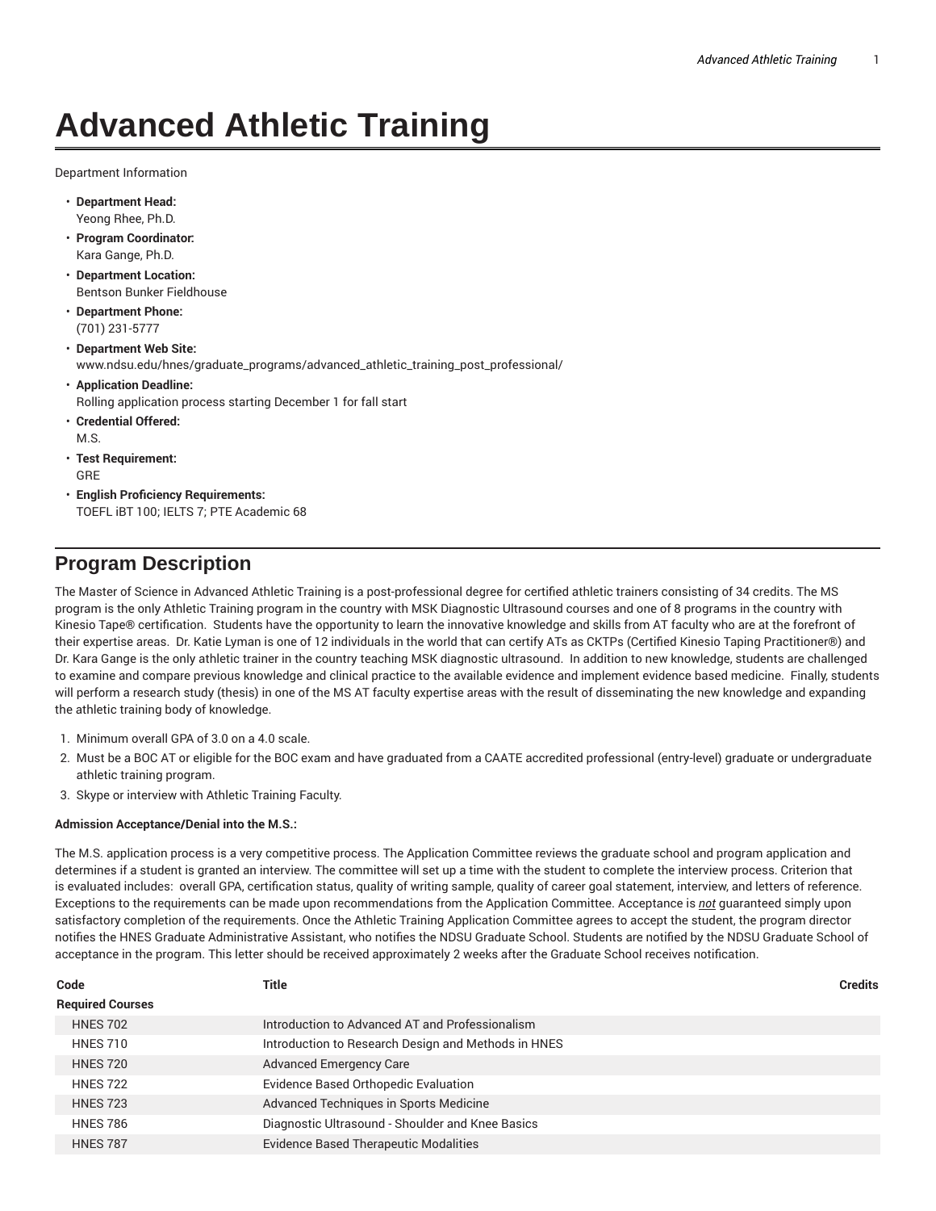# Advanced Athletic Training

Department Information

- **Department Head:**
  Yeong Rhee, Ph.D.
- **Program Coordinator:**
  Kara Gange, Ph.D.
- **Department Location:**
  Bentson Bunker Fieldhouse
- **Department Phone:**
  (701) 231-5777
- **Department Web Site:**
  www.ndsu.edu/hnes/graduate_programs/advanced_athletic_training_post_professional/
- **Application Deadline:**
  Rolling application process starting December 1 for fall start
- **Credential Offered:**
  M.S.
- **Test Requirement:**
  GRE
- **English Proficiency Requirements:**
  TOEFL iBT 100; IELTS 7; PTE Academic 68

## Program Description

The Master of Science in Advanced Athletic Training is a post-professional degree for certified athletic trainers consisting of 34 credits. The MS program is the only Athletic Training program in the country with MSK Diagnostic Ultrasound courses and one of 8 programs in the country with Kinesio Tape® certification. Students have the opportunity to learn the innovative knowledge and skills from AT faculty who are at the forefront of their expertise areas. Dr. Katie Lyman is one of 12 individuals in the world that can certify ATs as CKTPs (Certified Kinesio Taping Practitioner®) and Dr. Kara Gange is the only athletic trainer in the country teaching MSK diagnostic ultrasound. In addition to new knowledge, students are challenged to examine and compare previous knowledge and clinical practice to the available evidence and implement evidence based medicine. Finally, students will perform a research study (thesis) in one of the MS AT faculty expertise areas with the result of disseminating the new knowledge and expanding the athletic training body of knowledge.

1. Minimum overall GPA of 3.0 on a 4.0 scale.
2. Must be a BOC AT or eligible for the BOC exam and have graduated from a CAATE accredited professional (entry-level) graduate or undergraduate athletic training program.
3. Skype or interview with Athletic Training Faculty.

**Admission Acceptance/Denial into the M.S.:**

The M.S. application process is a very competitive process. The Application Committee reviews the graduate school and program application and determines if a student is granted an interview. The committee will set up a time with the student to complete the interview process. Criterion that is evaluated includes: overall GPA, certification status, quality of writing sample, quality of career goal statement, interview, and letters of reference. Exceptions to the requirements can be made upon recommendations from the Application Committee. Acceptance is ***not*** guaranteed simply upon satisfactory completion of the requirements. Once the Athletic Training Application Committee agrees to accept the student, the program director notifies the HNES Graduate Administrative Assistant, who notifies the NDSU Graduate School. Students are notified by the NDSU Graduate School of acceptance in the program. This letter should be received approximately 2 weeks after the Graduate School receives notification.

| Code | Title | Credits |
|---|---|---|
| **Required Courses** | | |
| HNES 702 | Introduction to Advanced AT and Professionalism | |
| HNES 710 | Introduction to Research Design and Methods in HNES | |
| HNES 720 | Advanced Emergency Care | |
| HNES 722 | Evidence Based Orthopedic Evaluation | |
| HNES 723 | Advanced Techniques in Sports Medicine | |
| HNES 786 | Diagnostic Ultrasound - Shoulder and Knee Basics | |
| HNES 787 | Evidence Based Therapeutic Modalities | |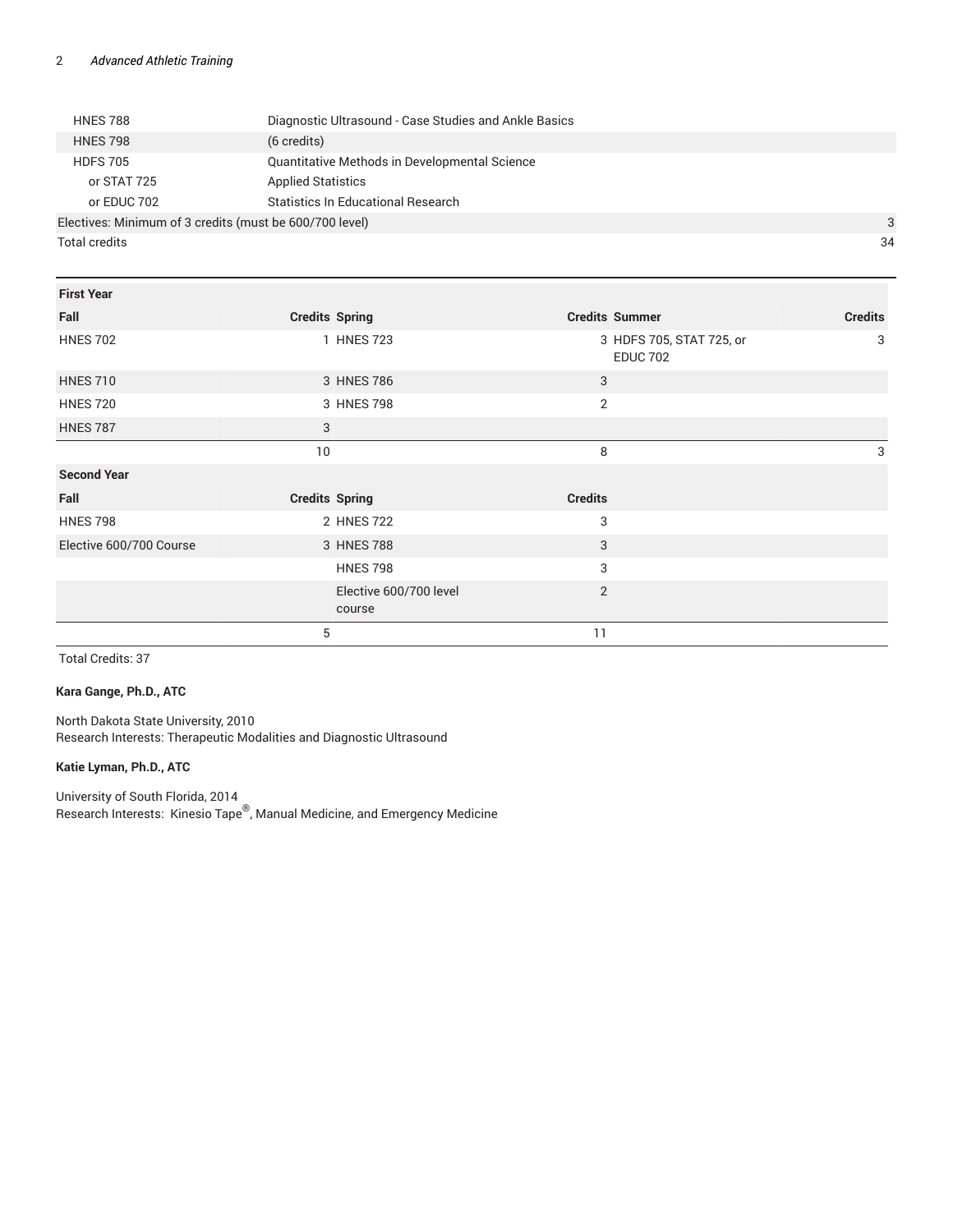| | | |
|---|---|---|
| HNES 788 | Diagnostic Ultrasound - Case Studies and Ankle Basics | |
| HNES 798 | (6 credits) | |
| HDFS 705 | Quantitative Methods in Developmental Science | |
| or STAT 725 | Applied Statistics | |
| or EDUC 702 | Statistics In Educational Research | |
| Electives: Minimum of 3 credits (must be 600/700 level) | | 3 |
| Total credits | | 34 |

| First Year | | | | | |
|---|---|---|---|---|---|
| Fall | Credits | Spring | Credits | Summer | Credits |
| HNES 702 | 1 | HNES 723 | 3 | HDFS 705, STAT 725, or EDUC 702 | 3 |
| HNES 710 | 3 | HNES 786 | 3 | | |
| HNES 720 | 3 | HNES 798 | 2 | | |
| HNES 787 | 3 | | | | |
| | 10 | | 8 | | 3 |
| **Second Year** | | | | | |
| Fall | Credits | Spring | Credits | | |
| HNES 798 | 2 | HNES 722 | 3 | | |
| Elective 600/700 Course | 3 | HNES 788 | 3 | | |
| | | HNES 798 | 3 | | |
| | | Elective 600/700 level course | 2 | | |
| | 5 | | 11 | | |

Total Credits: 37

**Kara Gange, Ph.D., ATC**

North Dakota State University, 2010
Research Interests: Therapeutic Modalities and Diagnostic Ultrasound

**Katie Lyman, Ph.D., ATC**

University of South Florida, 2014
Research Interests: Kinesio Tape®, Manual Medicine, and Emergency Medicine